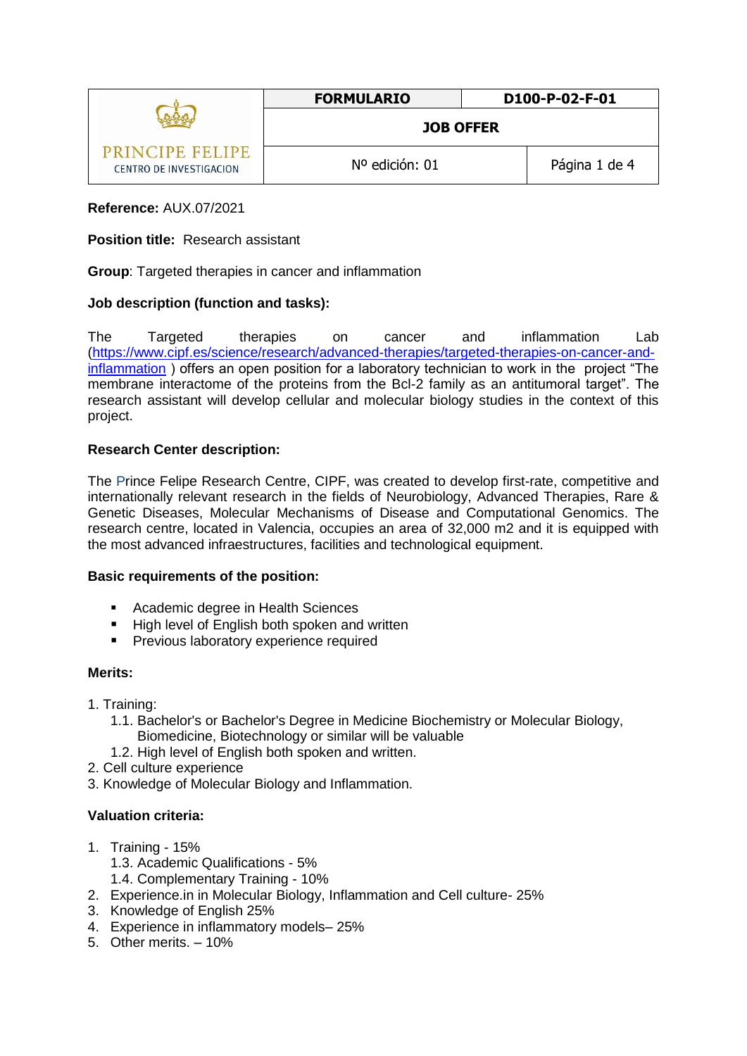| PRINCIPE FELIPE CENTRO DE INVESTIGACION | FORMULARIO | D100-P-02-F-01 |
|---|---|---|
| | JOB OFFER | |
| | Nº edición: 01 | Página 1 de 4 |

**Reference:** AUX.07/2021

**Position title:** Research assistant

**Group**: Targeted therapies in cancer and inflammation

**Job description (function and tasks):**

The Targeted therapies on cancer and inflammation Lab (https://www.cipf.es/science/research/advanced-therapies/targeted-therapies-on-cancer-and-inflammation ) offers an open position for a laboratory technician to work in the project "The membrane interactome of the proteins from the Bcl-2 family as an antitumoral target". The research assistant will develop cellular and molecular biology studies in the context of this project.

**Research Center description:**

The Prince Felipe Research Centre, CIPF, was created to develop first-rate, competitive and internationally relevant research in the fields of Neurobiology, Advanced Therapies, Rare & Genetic Diseases, Molecular Mechanisms of Disease and Computational Genomics. The research centre, located in Valencia, occupies an area of 32,000 m2 and it is equipped with the most advanced infraestructures, facilities and technological equipment.

**Basic requirements of the position:**

- Academic degree in Health Sciences
- High level of English both spoken and written
- Previous laboratory experience required

**Merits:**

1. Training:
   1.1. Bachelor's or Bachelor's Degree in Medicine Biochemistry or Molecular Biology, Biomedicine, Biotechnology or similar will be valuable
   1.2. High level of English both spoken and written.
2. Cell culture experience
3. Knowledge of Molecular Biology and Inflammation.

**Valuation criteria:**

1. Training - 15%
   1.3. Academic Qualifications - 5%
   1.4. Complementary Training - 10%
2. Experience.in in Molecular Biology, Inflammation and Cell culture- 25%
3. Knowledge of English 25%
4. Experience in inflammatory models– 25%
5. Other merits. – 10%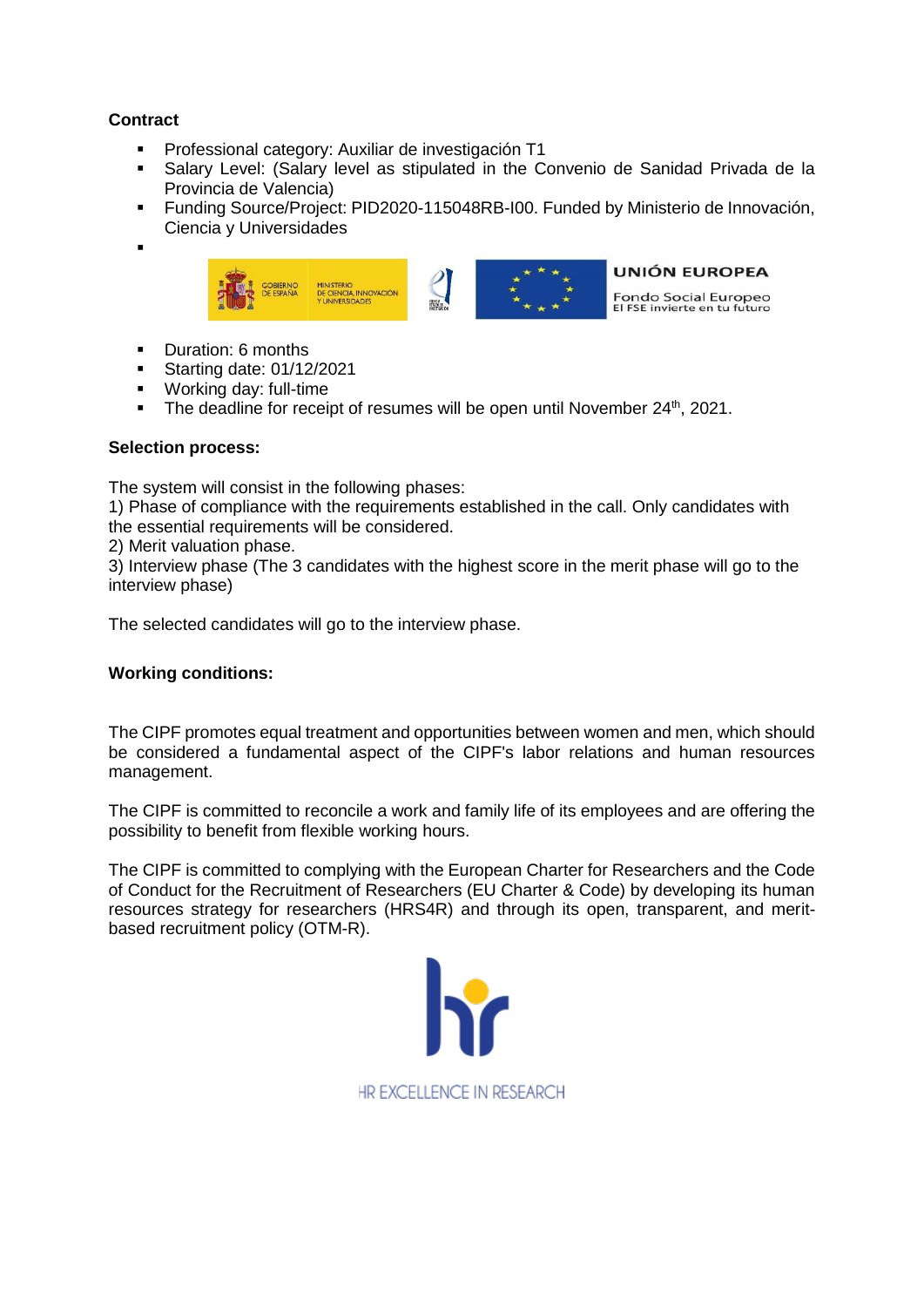**Contract**

- Professional category: Auxiliar de investigación T1
- Salary Level: (Salary level as stipulated in the Convenio de Sanidad Privada de la Provincia de Valencia)
- Funding Source/Project: PID2020-115048RB-I00. Funded by Ministerio de Innovación, Ciencia y Universidades
- 
- Duration: 6 months
- Starting date: 01/12/2021
- Working day: full-time
- The deadline for receipt of resumes will be open until November 24th, 2021.

**Selection process:**

The system will consist in the following phases:
1) Phase of compliance with the requirements established in the call. Only candidates with the essential requirements will be considered.
2) Merit valuation phase.
3) Interview phase (The 3 candidates with the highest score in the merit phase will go to the interview phase)

The selected candidates will go to the interview phase.

**Working conditions:**

The CIPF promotes equal treatment and opportunities between women and men, which should be considered a fundamental aspect of the CIPF's labor relations and human resources management.

The CIPF is committed to reconcile a work and family life of its employees and are offering the possibility to benefit from flexible working hours.

The CIPF is committed to complying with the European Charter for Researchers and the Code of Conduct for the Recruitment of Researchers (EU Charter & Code) by developing its human resources strategy for researchers (HRS4R) and through its open, transparent, and merit-based recruitment policy (OTM-R).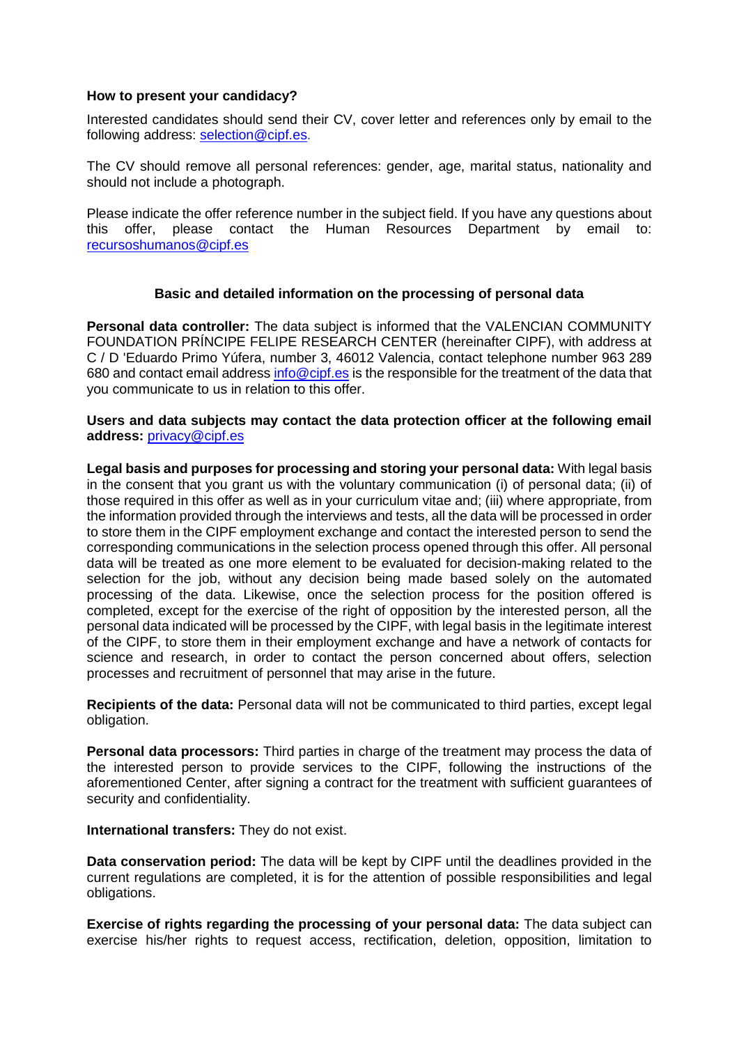**How to present your candidacy?**

Interested candidates should send their CV, cover letter and references only by email to the following address: selection@cipf.es.

The CV should remove all personal references: gender, age, marital status, nationality and should not include a photograph.

Please indicate the offer reference number in the subject field. If you have any questions about this offer, please contact the Human Resources Department by email to: recursoshumanos@cipf.es

**Basic and detailed information on the processing of personal data**

**Personal data controller:** The data subject is informed that the VALENCIAN COMMUNITY FOUNDATION PRÍNCIPE FELIPE RESEARCH CENTER (hereinafter CIPF), with address at C / D 'Eduardo Primo Yúfera, number 3, 46012 Valencia, contact telephone number 963 289 680 and contact email address info@cipf.es is the responsible for the treatment of the data that you communicate to us in relation to this offer.

**Users and data subjects may contact the data protection officer at the following email address:** privacy@cipf.es

**Legal basis and purposes for processing and storing your personal data:** With legal basis in the consent that you grant us with the voluntary communication (i) of personal data; (ii) of those required in this offer as well as in your curriculum vitae and; (iii) where appropriate, from the information provided through the interviews and tests, all the data will be processed in order to store them in the CIPF employment exchange and contact the interested person to send the corresponding communications in the selection process opened through this offer. All personal data will be treated as one more element to be evaluated for decision-making related to the selection for the job, without any decision being made based solely on the automated processing of the data. Likewise, once the selection process for the position offered is completed, except for the exercise of the right of opposition by the interested person, all the personal data indicated will be processed by the CIPF, with legal basis in the legitimate interest of the CIPF, to store them in their employment exchange and have a network of contacts for science and research, in order to contact the person concerned about offers, selection processes and recruitment of personnel that may arise in the future.

**Recipients of the data:** Personal data will not be communicated to third parties, except legal obligation.

**Personal data processors:** Third parties in charge of the treatment may process the data of the interested person to provide services to the CIPF, following the instructions of the aforementioned Center, after signing a contract for the treatment with sufficient guarantees of security and confidentiality.

**International transfers:** They do not exist.

**Data conservation period:** The data will be kept by CIPF until the deadlines provided in the current regulations are completed, it is for the attention of possible responsibilities and legal obligations.

**Exercise of rights regarding the processing of your personal data:** The data subject can exercise his/her rights to request access, rectification, deletion, opposition, limitation to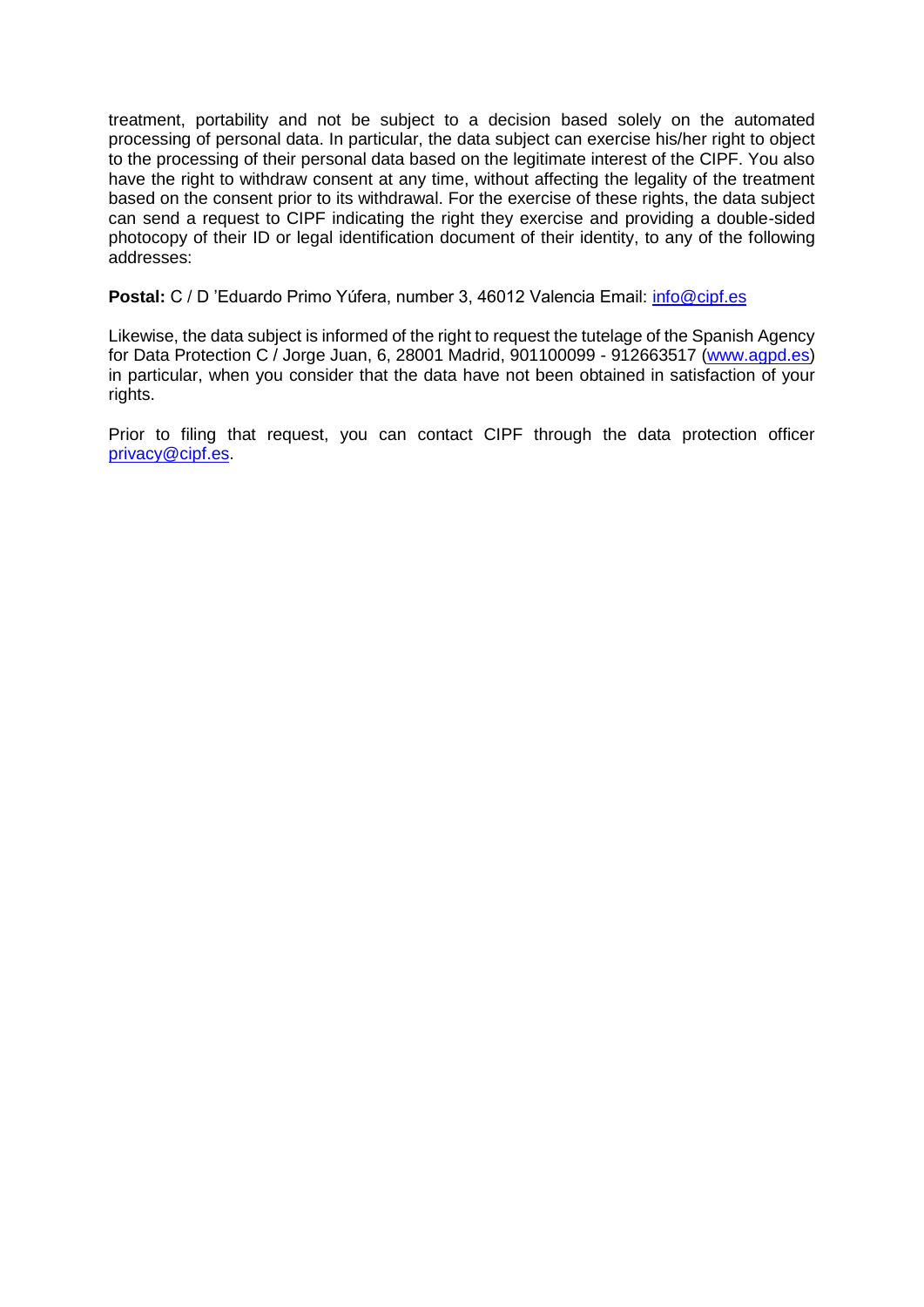treatment, portability and not be subject to a decision based solely on the automated processing of personal data. In particular, the data subject can exercise his/her right to object to the processing of their personal data based on the legitimate interest of the CIPF. You also have the right to withdraw consent at any time, without affecting the legality of the treatment based on the consent prior to its withdrawal. For the exercise of these rights, the data subject can send a request to CIPF indicating the right they exercise and providing a double-sided photocopy of their ID or legal identification document of their identity, to any of the following addresses:

**Postal:** C / D 'Eduardo Primo Yúfera, number 3, 46012 Valencia Email: info@cipf.es

Likewise, the data subject is informed of the right to request the tutelage of the Spanish Agency for Data Protection C / Jorge Juan, 6, 28001 Madrid, 901100099 - 912663517 (www.agpd.es) in particular, when you consider that the data have not been obtained in satisfaction of your rights.

Prior to filing that request, you can contact CIPF through the data protection officer privacy@cipf.es.